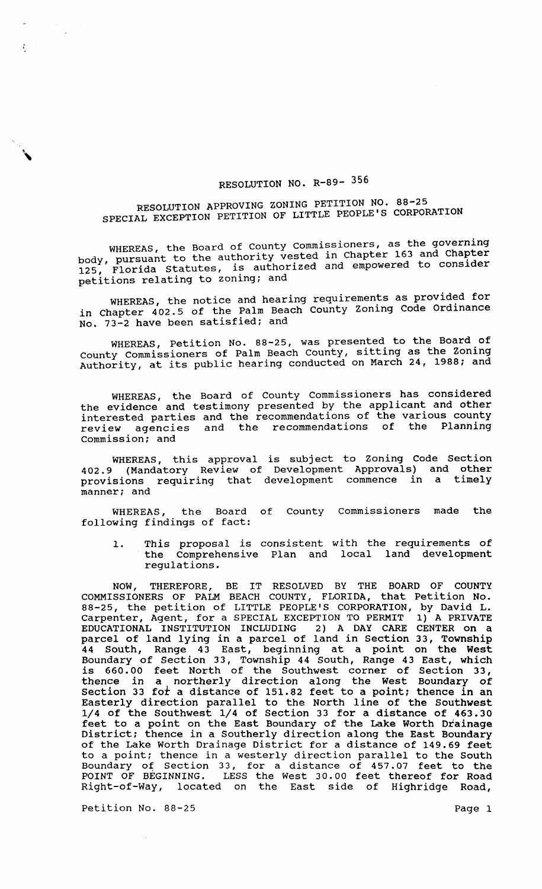# RESOLUTION NO. R-89- 356

## RESOLUTION APPROVING ZONING PETITION NO. 88-25 SPECIAL EXCEPTION PETITION OF LITTLE PEOPLE'S CORPORATION

WHEREAS, the Board of County Commissioners, as the governing body, pursuant to the authority vested in Chapter 163 and Chapter 125, Florida Statutes, is authorized and empowered to consider petitions relating to zoning; and

WHEREAS, the notice and hearing requirements as provided for in Chapter 402.5 of the Palm Beach County Zoning Code Ordinance No. 73-2 have been satisfied; and

WHEREAS, Petition No. 88-25, was presented to the Board of County Commissioners of Palm Beach County, sitting as the Zoning Authority, at its public hearing conducted on March 24, 1988; and

WHEREAS, the Board of County Commissioners has considered the evidence and testimony presented by the applicant and other interested parties and the recommendations of the various county review agencies and the recommendations of the Planning Commission; and

WHEREAS, this approval is subject to Zoning Code Section 402.9 (Mandatory Review of Development Approvals) and other provisions requiring that development commence in a timely manner; and

WHEREAS, the Board of County Commissioners made the following findings of fact:

1. This proposal is consistent with the requirements of the Comprehensive Plan and local land development regulations.

NOW, THEREFORE, BE IT RESOLVED BY THE BOARD OF COUNTY COMMISSIONERS OF PALM BEACH COUNTY, FLORIDA, that Petition No. 88-25, the petition of LITTLE PEOPLE'S CORPORATION, by David L. Carpenter, Agent, for a SPECIAL EXCEPTION TO PERMIT 1) A PRIVATE EDUCATIONAL INSTITUTION INCLUDING 2) A DAY CARE CENTER on a parcel of land lying in a parcel of land in Section 33, Township 44 South, Range 43 East, beginning at a point on the West Boundary of Section 33, Township 44 South, Range 43 East, which is 660.00 feet North of the Southwest corner of Section 33, thence in a northerly direction along the West Boundary of Section 33 for a distance of 151.82 feet to a point; thence in an Easterly direction parallel to the North line of the Southwest 1/4 of the Southwest 1/4 of Section 33 for a distance of 463.30 feet to a point on the East Boundary of the Lake Worth Drainage District; thence in a Southerly direction along the East Boundary of the Lake Worth Drainage District for a distance of 149.69 feet to a point; thence in a westerly direction parallel to the South Boundary of Section 33, for a distance of 457.07 feet to the POINT OF BEGINNING. LESS the West 30.00 feet thereof for Road Right-of-Way, located on the East side of Highridge Road,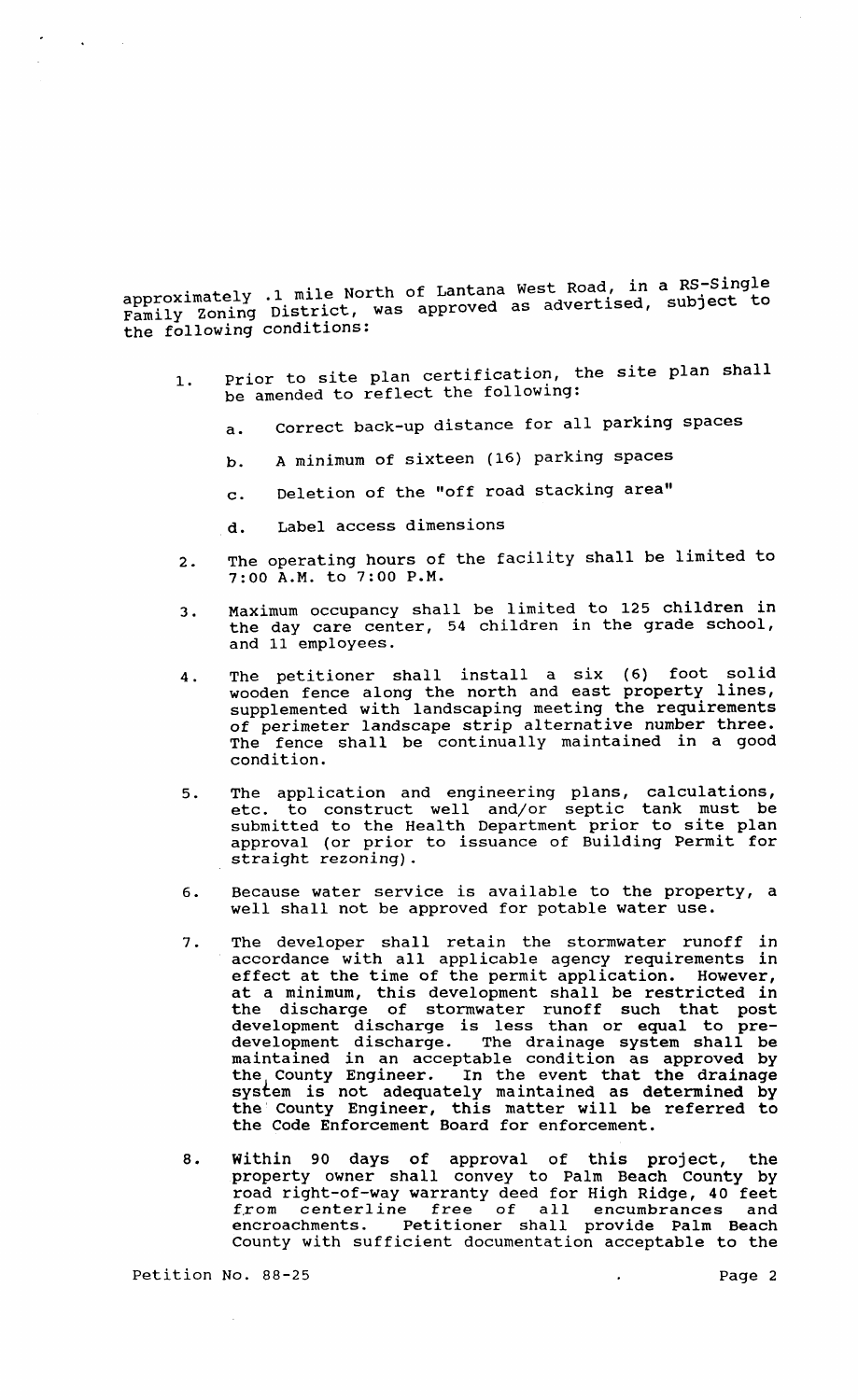approximately .1 mile North of Lantana West Road, in a RS-Single Family Zoning District, was approved as advertised, subject to the following conditions:

1. Prior to site plan certification, the site plan shall be amended to reflect the following:

   a. Correct back-up distance for all parking spaces

   b. A minimum of sixteen (16) parking spaces

   c. Deletion of the "off road stacking area"

   d. Label access dimensions

2. The operating hours of the facility shall be limited to 7:00 A.M. to 7:00 P.M.

3. Maximum occupancy shall be limited to 125 children in the day care center, 54 children in the grade school, and 11 employees.

4. The petitioner shall install a six (6) foot solid wooden fence along the north and east property lines, supplemented with landscaping meeting the requirements of perimeter landscape strip alternative number three. The fence shall be continually maintained in a good condition.

5. The application and engineering plans, calculations, etc. to construct well and/or septic tank must be submitted to the Health Department prior to site plan approval (or prior to issuance of Building Permit for straight rezoning).

6. Because water service is available to the property, a well shall not be approved for potable water use.

7. The developer shall retain the stormwater runoff in accordance with all applicable agency requirements in effect at the time of the permit application. However, at a minimum, this development shall be restricted in the discharge of stormwater runoff such that post development discharge is less than or equal to pre-development discharge. The drainage system shall be maintained in an acceptable condition as approved by the County Engineer. In the event that the drainage system is not adequately maintained as determined by the County Engineer, this matter will be referred to the Code Enforcement Board for enforcement.

8. Within 90 days of approval of this project, the property owner shall convey to Palm Beach County by road right-of-way warranty deed for High Ridge, 40 feet from centerline free of all encumbrances and encroachments. Petitioner shall provide Palm Beach County with sufficient documentation acceptable to the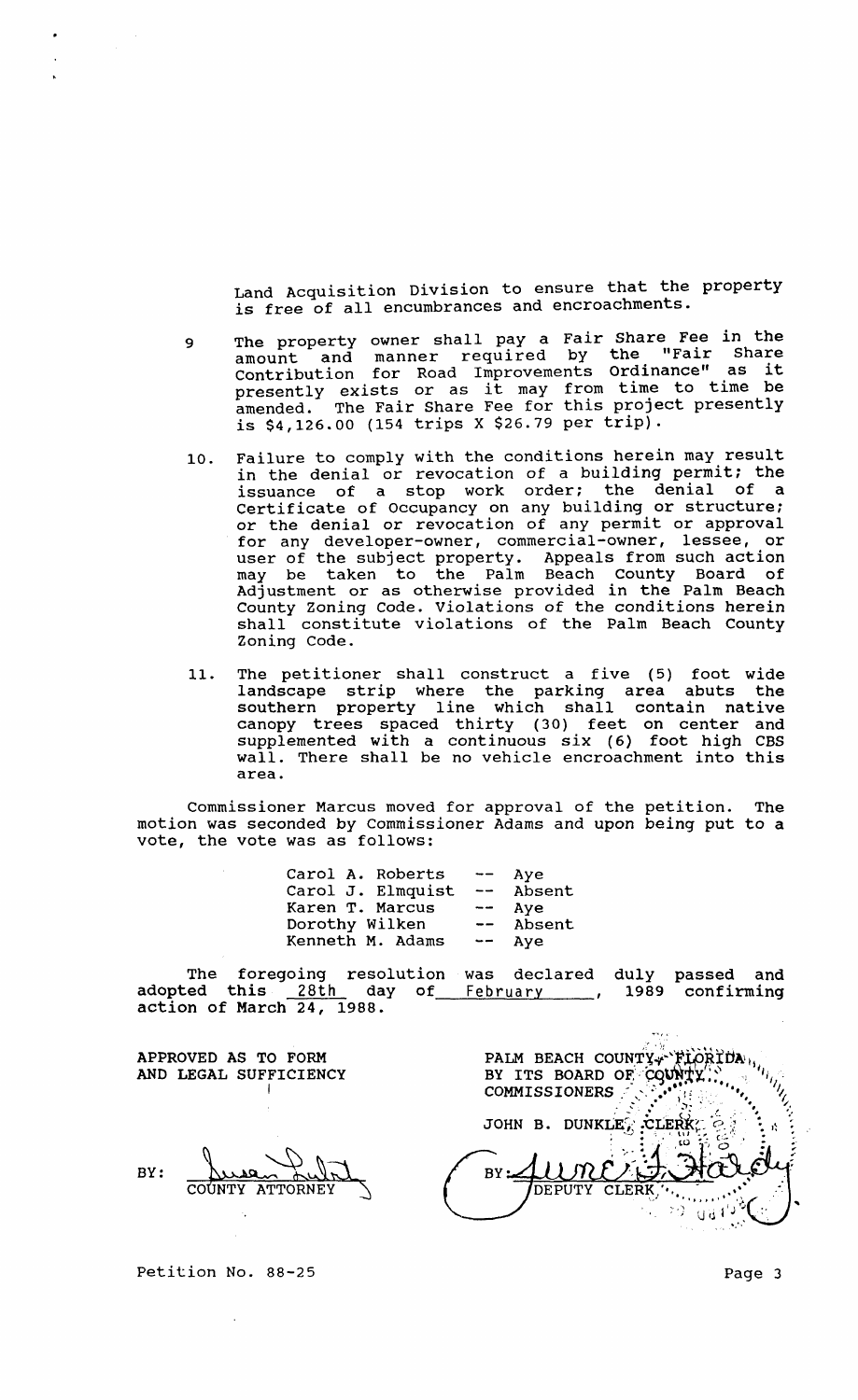Land Acquisition Division to ensure that the property is free of all encumbrances and encroachments.

9. The property owner shall pay a Fair Share Fee in the amount and manner required by the "Fair Share Contribution for Road Improvements Ordinance" as it presently exists or as it may from time to time be amended. The Fair Share Fee for this project presently is $4,126.00 (154 trips X $26.79 per trip).

10. Failure to comply with the conditions herein may result in the denial or revocation of a building permit; the issuance of a stop work order; the denial of a Certificate of Occupancy on any building or structure; or the denial or revocation of any permit or approval for any developer-owner, commercial-owner, lessee, or user of the subject property. Appeals from such action may be taken to the Palm Beach County Board of Adjustment or as otherwise provided in the Palm Beach County Zoning Code. Violations of the conditions herein shall constitute violations of the Palm Beach County Zoning Code.

11. The petitioner shall construct a five (5) foot wide landscape strip where the parking area abuts the southern property line which shall contain native canopy trees spaced thirty (30) feet on center and supplemented with a continuous six (6) foot high CBS wall. There shall be no vehicle encroachment into this area.

Commissioner Marcus moved for approval of the petition. The motion was seconded by Commissioner Adams and upon being put to a vote, the vote was as follows:

| | | |
|---|---|---|
| Carol A. Roberts | -- | Aye |
| Carol J. Elmquist | -- | Absent |
| Karen T. Marcus | -- | Aye |
| Dorothy Wilken | -- | Absent |
| Kenneth M. Adams | -- | Aye |

The foregoing resolution was declared duly passed and adopted this 28th day of February, 1989 confirming action of March 24, 1988.

APPROVED AS TO FORM
AND LEGAL SUFFICIENCY

BY: [signature]
COUNTY ATTORNEY

PALM BEACH COUNTY, FLORIDA,
BY ITS BOARD OF COUNTY
COMMISSIONERS

JOHN B. DUNKLE, CLERK

BY: [signature]
DEPUTY CLERK

Petition No. 88-25